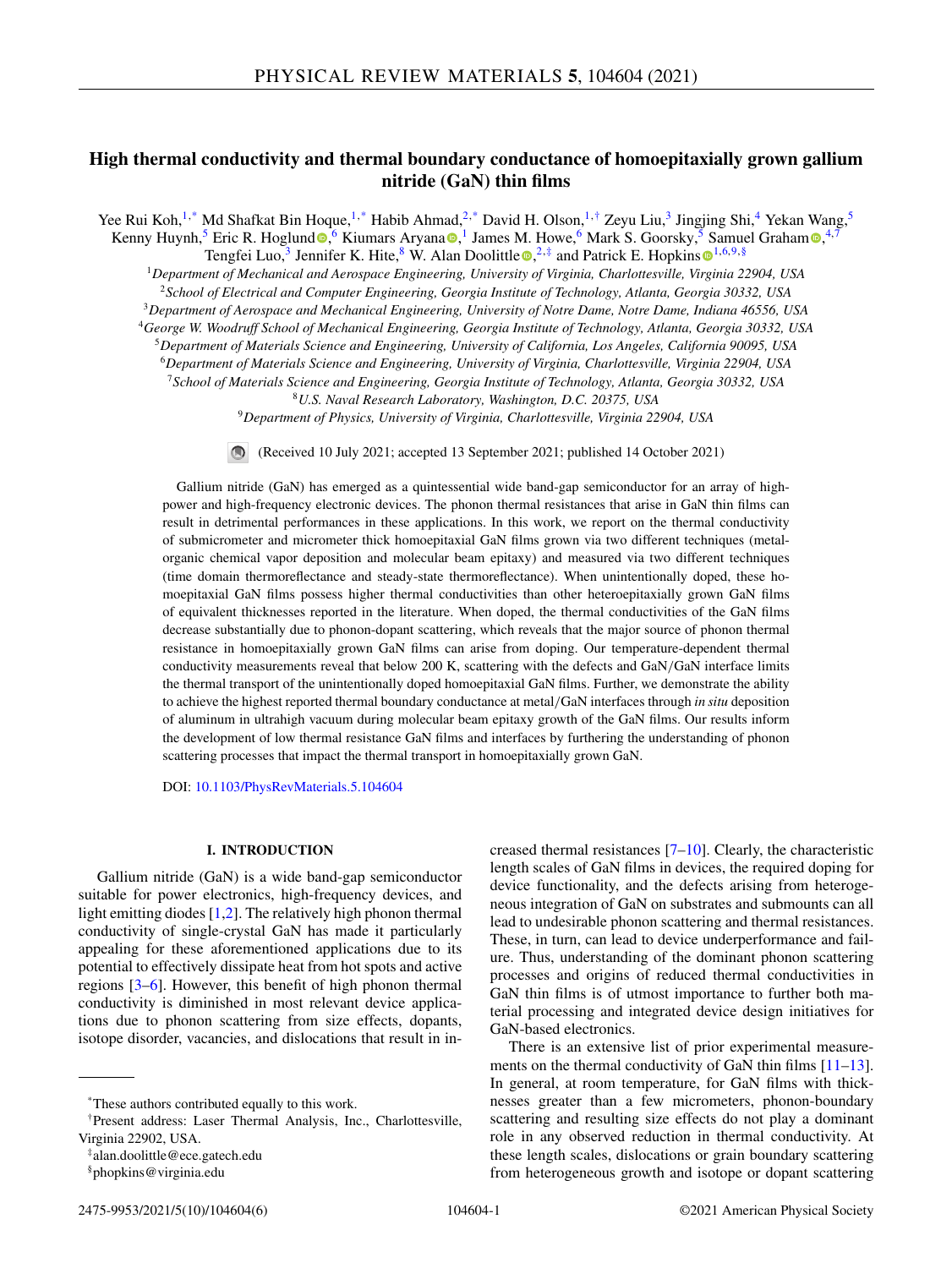# High thermal conductivity and thermal boundary conductance of homoepitaxially grown gallium nitride (GaN) thin films

Yee Rui Koh,[1,*] Md Shafkat Bin Hoque,[1,*] Habib Ahmad,[2,*] David H. Olson,[1,†] Zeyu Liu,[3] Jingjing Shi,[4] Yekan Wang,[5] Kenny Huynh,[5] Eric R. Hoglund,[6] Kiumars Aryana,[1] James M. Howe,[6] Mark S. Goorsky,[5] Samuel Graham,[4,7] Tengfei Luo,[3] Jennifer K. Hite,[8] W. Alan Doolittle,[2,‡] and Patrick E. Hopkins[1,6,9,§]

[1]*Department of Mechanical and Aerospace Engineering, University of Virginia, Charlottesville, Virginia 22904, USA*
[2]*School of Electrical and Computer Engineering, Georgia Institute of Technology, Atlanta, Georgia 30332, USA*
[3]*Department of Aerospace and Mechanical Engineering, University of Notre Dame, Notre Dame, Indiana 46556, USA*
[4]*George W. Woodruff School of Mechanical Engineering, Georgia Institute of Technology, Atlanta, Georgia 30332, USA*
[5]*Department of Materials Science and Engineering, University of California, Los Angeles, California 90095, USA*
[6]*Department of Materials Science and Engineering, University of Virginia, Charlottesville, Virginia 22904, USA*
[7]*School of Materials Science and Engineering, Georgia Institute of Technology, Atlanta, Georgia 30332, USA*
[8]*U.S. Naval Research Laboratory, Washington, D.C. 20375, USA*
[9]*Department of Physics, University of Virginia, Charlottesville, Virginia 22904, USA*

(Received 10 July 2021; accepted 13 September 2021; published 14 October 2021)

Gallium nitride (GaN) has emerged as a quintessential wide band-gap semiconductor for an array of high-power and high-frequency electronic devices. The phonon thermal resistances that arise in GaN thin films can result in detrimental performances in these applications. In this work, we report on the thermal conductivity of submicrometer and micrometer thick homoepitaxial GaN films grown via two different techniques (metal-organic chemical vapor deposition and molecular beam epitaxy) and measured via two different techniques (time domain thermoreflectance and steady-state thermoreflectance). When unintentionally doped, these homoepitaxial GaN films possess higher thermal conductivities than other heteroepitaxially grown GaN films of equivalent thicknesses reported in the literature. When doped, the thermal conductivities of the GaN films decrease substantially due to phonon-dopant scattering, which reveals that the major source of phonon thermal resistance in homoepitaxially grown GaN films can arise from doping. Our temperature-dependent thermal conductivity measurements reveal that below 200 K, scattering with the defects and GaN/GaN interface limits the thermal transport of the unintentionally doped homoepitaxial GaN films. Further, we demonstrate the ability to achieve the highest reported thermal boundary conductance at metal/GaN interfaces through *in situ* deposition of aluminum in ultrahigh vacuum during molecular beam epitaxy growth of the GaN films. Our results inform the development of low thermal resistance GaN films and interfaces by furthering the understanding of phonon scattering processes that impact the thermal transport in homoepitaxially grown GaN.

DOI: 10.1103/PhysRevMaterials.5.104604

## I. INTRODUCTION

Gallium nitride (GaN) is a wide band-gap semiconductor suitable for power electronics, high-frequency devices, and light emitting diodes [1,2]. The relatively high phonon thermal conductivity of single-crystal GaN has made it particularly appealing for these aforementioned applications due to its potential to effectively dissipate heat from hot spots and active regions [3–6]. However, this benefit of high phonon thermal conductivity is diminished in most relevant device applications due to phonon scattering from size effects, dopants, isotope disorder, vacancies, and dislocations that result in increased thermal resistances [7–10]. Clearly, the characteristic length scales of GaN films in devices, the required doping for device functionality, and the defects arising from heterogeneous integration of GaN on substrates and submounts can all lead to undesirable phonon scattering and thermal resistances. These, in turn, can lead to device underperformance and failure. Thus, understanding of the dominant phonon scattering processes and origins of reduced thermal conductivities in GaN thin films is of utmost importance to further both material processing and integrated device design initiatives for GaN-based electronics.

There is an extensive list of prior experimental measurements on the thermal conductivity of GaN thin films [11–13]. In general, at room temperature, for GaN films with thicknesses greater than a few micrometers, phonon-boundary scattering and resulting size effects do not play a dominant role in any observed reduction in thermal conductivity. At these length scales, dislocations or grain boundary scattering from heterogeneous growth and isotope or dopant scattering

---

*These authors contributed equally to this work.
†Present address: Laser Thermal Analysis, Inc., Charlottesville, Virginia 22902, USA.
‡alan.doolittle@ece.gatech.edu
§phopkins@virginia.edu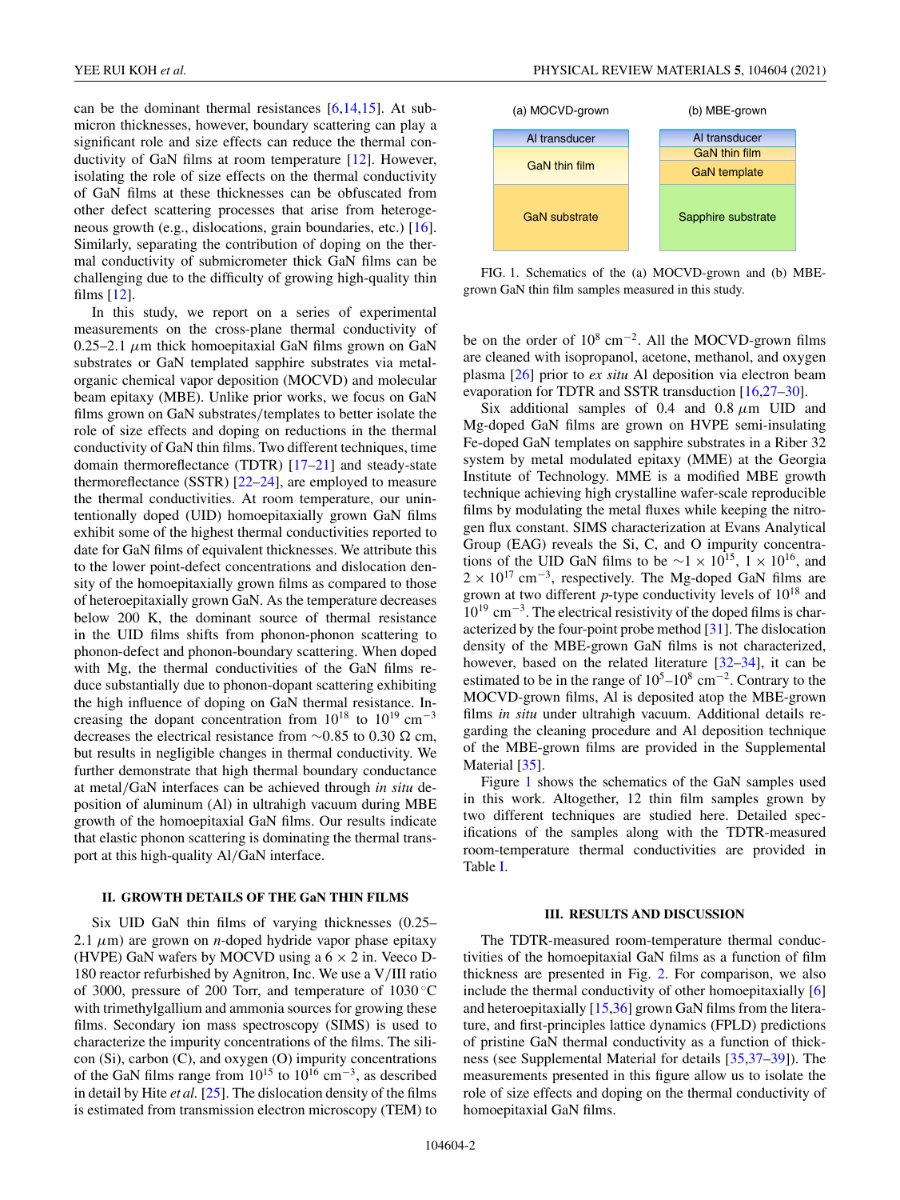can be the dominant thermal resistances [6,14,15]. At submicron thicknesses, however, boundary scattering can play a significant role and size effects can reduce the thermal conductivity of GaN films at room temperature [12]. However, isolating the role of size effects on the thermal conductivity of GaN films at these thicknesses can be obfuscated from other defect scattering processes that arise from heterogeneous growth (e.g., dislocations, grain boundaries, etc.) [16]. Similarly, separating the contribution of doping on the thermal conductivity of submicrometer thick GaN films can be challenging due to the difficulty of growing high-quality thin films [12].

In this study, we report on a series of experimental measurements on the cross-plane thermal conductivity of 0.25–2.1 $\mu$m thick homoepitaxial GaN films grown on GaN substrates or GaN templated sapphire substrates via metal-organic chemical vapor deposition (MOCVD) and molecular beam epitaxy (MBE). Unlike prior works, we focus on GaN films grown on GaN substrates/templates to better isolate the role of size effects and doping on reductions in the thermal conductivity of GaN thin films. Two different techniques, time domain thermoreflectance (TDTR) [17–21] and steady-state thermoreflectance (SSTR) [22–24], are employed to measure the thermal conductivities. At room temperature, our unintentionally doped (UID) homoepitaxially grown GaN films exhibit some of the highest thermal conductivities reported to date for GaN films of equivalent thicknesses. We attribute this to the lower point-defect concentrations and dislocation density of the homoepitaxially grown films as compared to those of heteroepitaxially grown GaN. As the temperature decreases below 200 K, the dominant source of thermal resistance in the UID films shifts from phonon-phonon scattering to phonon-defect and phonon-boundary scattering. When doped with Mg, the thermal conductivities of the GaN films reduce substantially due to phonon-dopant scattering exhibiting the high influence of doping on GaN thermal resistance. Increasing the dopant concentration from $10^{18}$ to $10^{19}$ cm$^{-3}$ decreases the electrical resistance from ~0.85 to 0.30 $\Omega$ cm, but results in negligible changes in thermal conductivity. We further demonstrate that high thermal boundary conductance at metal/GaN interfaces can be achieved through *in situ* deposition of aluminum (Al) in ultrahigh vacuum during MBE growth of the homoepitaxial GaN films. Our results indicate that elastic phonon scattering is dominating the thermal transport at this high-quality Al/GaN interface.

## II. GROWTH DETAILS OF THE GaN THIN FILMS

Six UID GaN thin films of varying thicknesses (0.25–2.1 $\mu$m) are grown on *n*-doped hydride vapor phase epitaxy (HVPE) GaN wafers by MOCVD using a 6 × 2 in. Veeco D-180 reactor refurbished by Agnitron, Inc. We use a V/III ratio of 3000, pressure of 200 Torr, and temperature of 1030 °C with trimethylgallium and ammonia sources for growing these films. Secondary ion mass spectroscopy (SIMS) is used to characterize the impurity concentrations of the films. The silicon (Si), carbon (C), and oxygen (O) impurity concentrations of the GaN films range from $10^{15}$ to $10^{16}$ cm$^{-3}$, as described in detail by Hite *et al.* [25]. The dislocation density of the films is estimated from transmission electron microscopy (TEM) to be on the order of $10^{8}$ cm$^{-2}$. All the MOCVD-grown films are cleaned with isopropanol, acetone, methanol, and oxygen plasma [26] prior to *ex situ* Al deposition via electron beam evaporation for TDTR and SSTR transduction [16,27–30].

Six additional samples of 0.4 and 0.8 $\mu$m UID and Mg-doped GaN films are grown on HVPE semi-insulating Fe-doped GaN templates on sapphire substrates in a Riber 32 system by metal modulated epitaxy (MME) at the Georgia Institute of Technology. MME is a modified MBE growth technique achieving high crystalline wafer-scale reproducible films by modulating the metal fluxes while keeping the nitrogen flux constant. SIMS characterization at Evans Analytical Group (EAG) reveals the Si, C, and O impurity concentrations of the UID GaN films to be ~$1 \times 10^{15}$, $1 \times 10^{16}$, and $2 \times 10^{17}$ cm$^{-3}$, respectively. The Mg-doped GaN films are grown at two different *p*-type conductivity levels of $10^{18}$ and $10^{19}$ cm$^{-3}$. The electrical resistivity of the doped films is characterized by the four-point probe method [31]. The dislocation density of the MBE-grown GaN films is not characterized, however, based on the related literature [32–34], it can be estimated to be in the range of $10^{5}$–$10^{8}$ cm$^{-2}$. Contrary to the MOCVD-grown films, Al is deposited atop the MBE-grown films *in situ* under ultrahigh vacuum. Additional details regarding the cleaning procedure and Al deposition technique of the MBE-grown films are provided in the Supplemental Material [35].

(a) MOCVD-grown: Al transducer / GaN thin film / GaN substrate

(b) MBE-grown: Al transducer / GaN thin film / GaN template / Sapphire substrate

FIG. 1. Schematics of the (a) MOCVD-grown and (b) MBE-grown GaN thin film samples measured in this study.

Figure 1 shows the schematics of the GaN samples used in this work. Altogether, 12 thin film samples grown by two different techniques are studied here. Detailed specifications of the samples along with the TDTR-measured room-temperature thermal conductivities are provided in Table I.

## III. RESULTS AND DISCUSSION

The TDTR-measured room-temperature thermal conductivities of the homoepitaxial GaN films as a function of film thickness are presented in Fig. 2. For comparison, we also include the thermal conductivity of other homoepitaxially [6] and heteroepitaxially [15,36] grown GaN films from the literature, and first-principles lattice dynamics (FPLD) predictions of pristine GaN thermal conductivity as a function of thickness (see Supplemental Material for details [35,37–39]). The measurements presented in this figure allow us to isolate the role of size effects and doping on the thermal conductivity of homoepitaxial GaN films.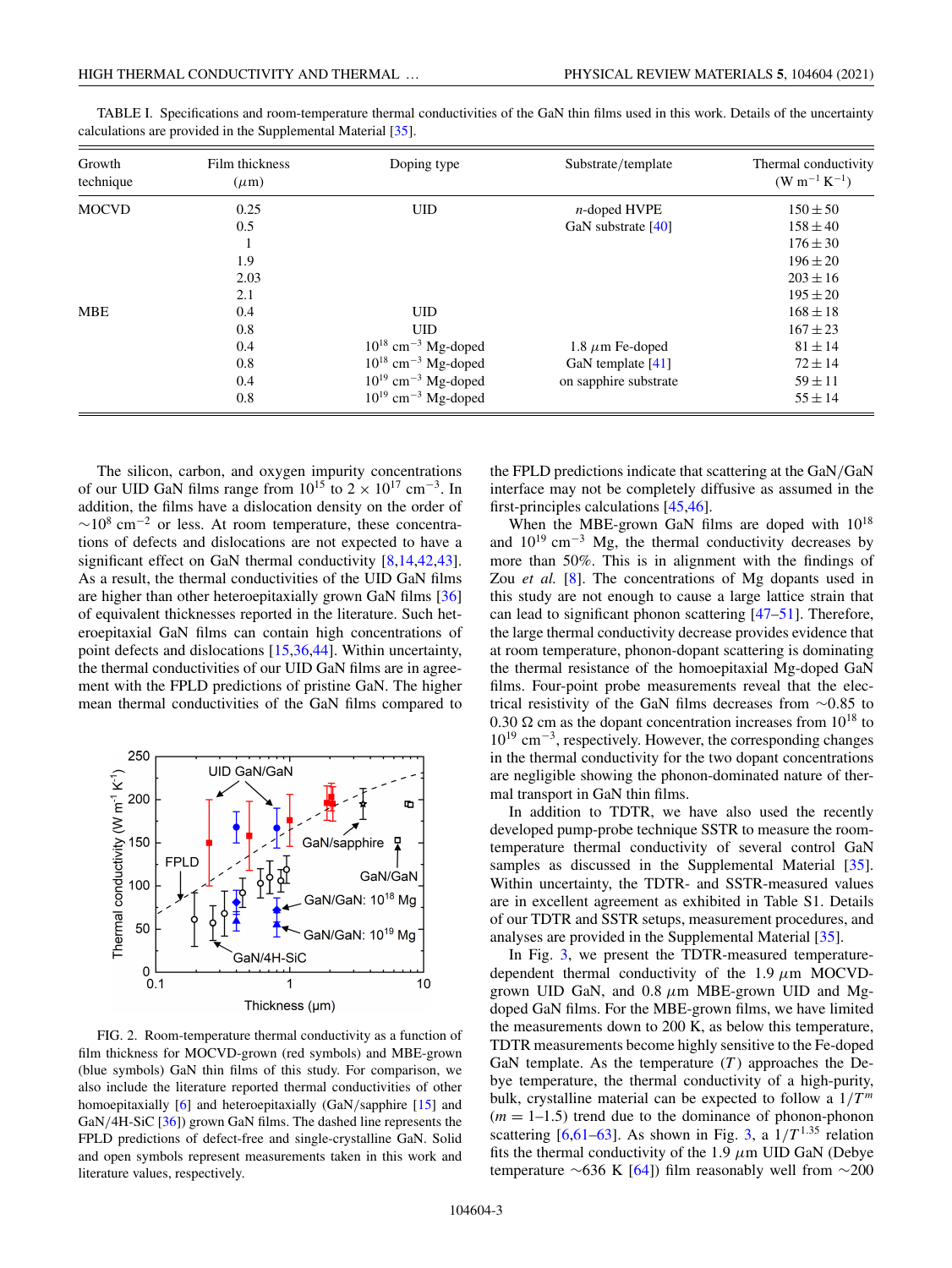TABLE I. Specifications and room-temperature thermal conductivities of the GaN thin films used in this work. Details of the uncertainty calculations are provided in the Supplemental Material [35].

| Growth technique | Film thickness ($\mu$m) | Doping type | Substrate/template | Thermal conductivity (W $m^{-1}$ $K^{-1}$) |
|---|---|---|---|---|
| MOCVD | 0.25 | UID | $n$-doped HVPE | $150 \pm 50$ |
| | 0.5 | | GaN substrate [40] | $158 \pm 40$ |
| | 1 | | | $176 \pm 30$ |
| | 1.9 | | | $196 \pm 20$ |
| | 2.03 | | | $203 \pm 16$ |
| | 2.1 | | | $195 \pm 20$ |
| MBE | 0.4 | UID | | $168 \pm 18$ |
| | 0.8 | UID | | $167 \pm 23$ |
| | 0.4 | $10^{18}$ $cm^{-3}$ Mg-doped | 1.8 $\mu$m Fe-doped | $81 \pm 14$ |
| | 0.8 | $10^{18}$ $cm^{-3}$ Mg-doped | GaN template [41] | $72 \pm 14$ |
| | 0.4 | $10^{19}$ $cm^{-3}$ Mg-doped | on sapphire substrate | $59 \pm 11$ |
| | 0.8 | $10^{19}$ $cm^{-3}$ Mg-doped | | $55 \pm 14$ |

The silicon, carbon, and oxygen impurity concentrations of our UID GaN films range from $10^{15}$ to $2 \times 10^{17}$ $cm^{-3}$. In addition, the films have a dislocation density on the order of $\sim 10^8$ $cm^{-2}$ or less. At room temperature, these concentrations of defects and dislocations are not expected to have a significant effect on GaN thermal conductivity [8,14,42,43]. As a result, the thermal conductivities of the UID GaN films are higher than other heteroepitaxially grown GaN films [36] of equivalent thicknesses reported in the literature. Such heteroepitaxial GaN films can contain high concentrations of point defects and dislocations [15,36,44]. Within uncertainty, the thermal conductivities of our UID GaN films are in agreement with the FPLD predictions of pristine GaN. The higher mean thermal conductivities of the GaN films compared to the FPLD predictions indicate that scattering at the GaN/GaN interface may not be completely diffusive as assumed in the first-principles calculations [45,46].

FIG. 2. Room-temperature thermal conductivity as a function of film thickness for MOCVD-grown (red symbols) and MBE-grown (blue symbols) GaN thin films of this study. For comparison, we also include the literature reported thermal conductivities of other homoepitaxially [6] and heteroepitaxially (GaN/sapphire [15] and GaN/4H-SiC [36]) grown GaN films. The dashed line represents the FPLD predictions of defect-free and single-crystalline GaN. Solid and open symbols represent measurements taken in this work and literature values, respectively.

When the MBE-grown GaN films are doped with $10^{18}$ and $10^{19}$ $cm^{-3}$ Mg, the thermal conductivity decreases by more than 50%. This is in alignment with the findings of Zou *et al.* [8]. The concentrations of Mg dopants used in this study are not enough to cause a large lattice strain that can lead to significant phonon scattering [47–51]. Therefore, the large thermal conductivity decrease provides evidence that at room temperature, phonon-dopant scattering is dominating the thermal resistance of the homoepitaxial Mg-doped GaN films. Four-point probe measurements reveal that the electrical resistivity of the GaN films decreases from $\sim$0.85 to 0.30 $\Omega$ cm as the dopant concentration increases from $10^{18}$ to $10^{19}$ $cm^{-3}$, respectively. However, the corresponding changes in the thermal conductivity for the two dopant concentrations are negligible showing the phonon-dominated nature of thermal transport in GaN thin films.

In addition to TDTR, we have also used the recently developed pump-probe technique SSTR to measure the room-temperature thermal conductivity of several control GaN samples as discussed in the Supplemental Material [35]. Within uncertainty, the TDTR- and SSTR-measured values are in excellent agreement as exhibited in Table S1. Details of our TDTR and SSTR setups, measurement procedures, and analyses are provided in the Supplemental Material [35].

In Fig. 3, we present the TDTR-measured temperature-dependent thermal conductivity of the 1.9 $\mu$m MOCVD-grown UID GaN, and 0.8 $\mu$m MBE-grown UID and Mg-doped GaN films. For the MBE-grown films, we have limited the measurements down to 200 K, as below this temperature, TDTR measurements become highly sensitive to the Fe-doped GaN template. As the temperature ($T$) approaches the Debye temperature, the thermal conductivity of a high-purity, bulk, crystalline material can be expected to follow a $1/T^m$ ($m$ = 1–1.5) trend due to the dominance of phonon-phonon scattering [6,61–63]. As shown in Fig. 3, a $1/T^{1.35}$ relation fits the thermal conductivity of the 1.9 $\mu$m UID GaN (Debye temperature $\sim$636 K [64]) film reasonably well from $\sim$200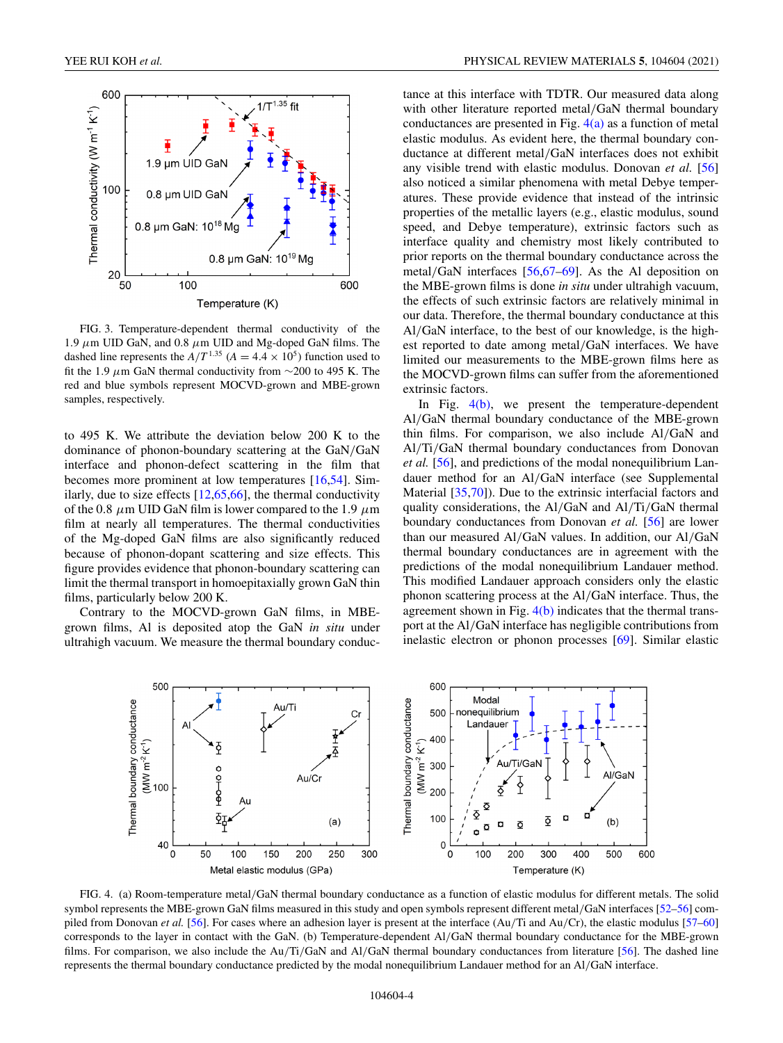FIG. 3. Temperature-dependent thermal conductivity of the 1.9 $\mu$m UID GaN, and 0.8 $\mu$m UID and Mg-doped GaN films. The dashed line represents the $A/T^{1.35}$ ($A = 4.4 \times 10^5$) function used to fit the 1.9 $\mu$m GaN thermal conductivity from ~200 to 495 K. The red and blue symbols represent MOCVD-grown and MBE-grown samples, respectively.

to 495 K. We attribute the deviation below 200 K to the dominance of phonon-boundary scattering at the GaN/GaN interface and phonon-defect scattering in the film that becomes more prominent at low temperatures [16,54]. Similarly, due to size effects [12,65,66], the thermal conductivity of the 0.8 $\mu$m UID GaN film is lower compared to the 1.9 $\mu$m film at nearly all temperatures. The thermal conductivities of the Mg-doped GaN films are also significantly reduced because of phonon-dopant scattering and size effects. This figure provides evidence that phonon-boundary scattering can limit the thermal transport in homoepitaxially grown GaN thin films, particularly below 200 K.

Contrary to the MOCVD-grown GaN films, in MBE-grown films, Al is deposited atop the GaN *in situ* under ultrahigh vacuum. We measure the thermal boundary conductance at this interface with TDTR. Our measured data along with other literature reported metal/GaN thermal boundary conductances are presented in Fig. 4(a) as a function of metal elastic modulus. As evident here, the thermal boundary conductance at different metal/GaN interfaces does not exhibit any visible trend with elastic modulus. Donovan *et al.* [56] also noticed a similar phenomena with metal Debye temperatures. These provide evidence that instead of the intrinsic properties of the metallic layers (e.g., elastic modulus, sound speed, and Debye temperature), extrinsic factors such as interface quality and chemistry most likely contributed to prior reports on the thermal boundary conductance across the metal/GaN interfaces [56,67–69]. As the Al deposition on the MBE-grown films is done *in situ* under ultrahigh vacuum, the effects of such extrinsic factors are relatively minimal in our data. Therefore, the thermal boundary conductance at this Al/GaN interface, to the best of our knowledge, is the highest reported to date among metal/GaN interfaces. We have limited our measurements to the MBE-grown films here as the MOCVD-grown films can suffer from the aforementioned extrinsic factors.

In Fig. 4(b), we present the temperature-dependent Al/GaN thermal boundary conductance of the MBE-grown thin films. For comparison, we also include Al/GaN and Al/Ti/GaN thermal boundary conductances from Donovan *et al.* [56], and predictions of the modal nonequilibrium Landauer method for an Al/GaN interface (see Supplemental Material [35,70]). Due to the extrinsic interfacial factors and quality considerations, the Al/GaN and Al/Ti/GaN thermal boundary conductances from Donovan *et al.* [56] are lower than our measured Al/GaN values. In addition, our Al/GaN thermal boundary conductances are in agreement with the predictions of the modal nonequilibrium Landauer method. This modified Landauer approach considers only the elastic phonon scattering process at the Al/GaN interface. Thus, the agreement shown in Fig. 4(b) indicates that the thermal transport at the Al/GaN interface has negligible contributions from inelastic electron or phonon processes [69]. Similar elastic

FIG. 4. (a) Room-temperature metal/GaN thermal boundary conductance as a function of elastic modulus for different metals. The solid symbol represents the MBE-grown GaN films measured in this study and open symbols represent different metal/GaN interfaces [52–56] compiled from Donovan *et al.* [56]. For cases where an adhesion layer is present at the interface (Au/Ti and Au/Cr), the elastic modulus [57–60] corresponds to the layer in contact with the GaN. (b) Temperature-dependent Al/GaN thermal boundary conductance for the MBE-grown films. For comparison, we also include the Au/Ti/GaN and Al/GaN thermal boundary conductances from literature [56]. The dashed line represents the thermal boundary conductance predicted by the modal nonequilibrium Landauer method for an Al/GaN interface.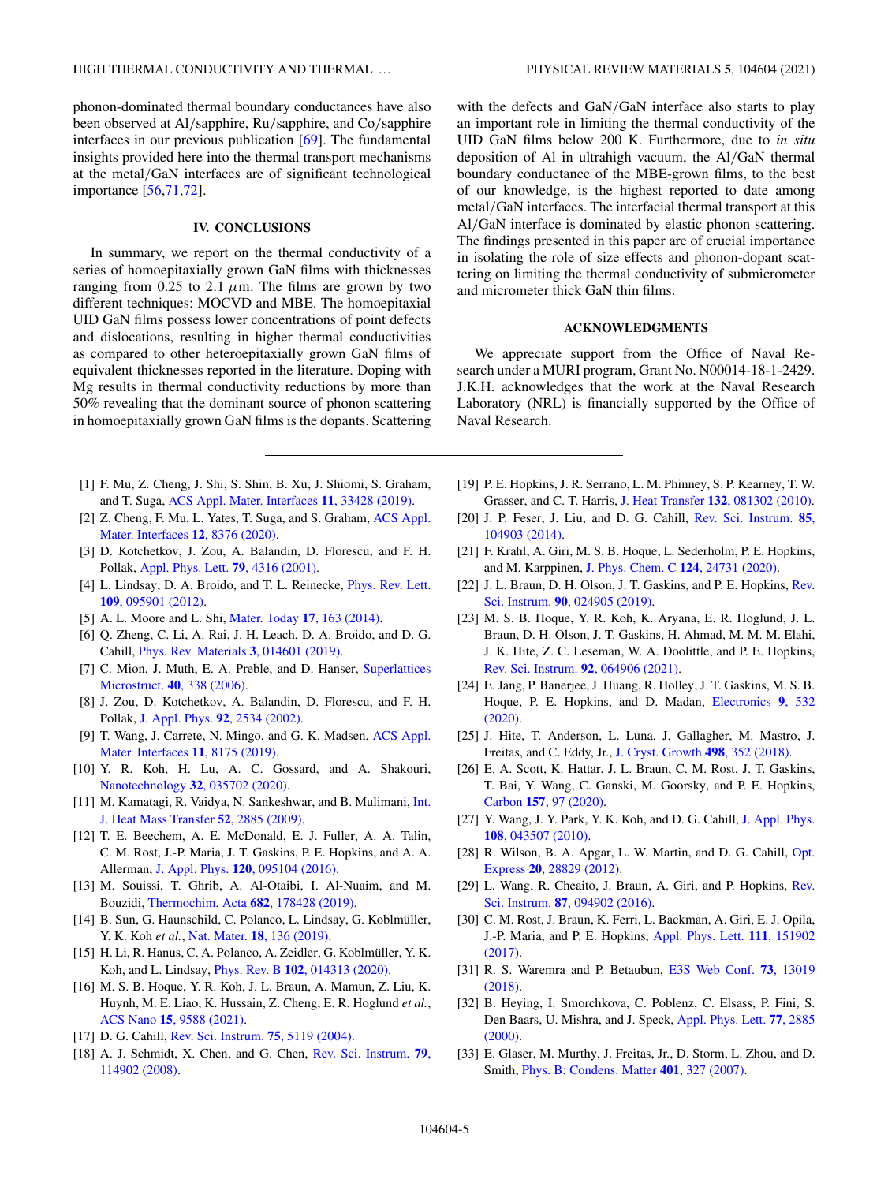phonon-dominated thermal boundary conductances have also been observed at Al/sapphire, Ru/sapphire, and Co/sapphire interfaces in our previous publication [69]. The fundamental insights provided here into the thermal transport mechanisms at the metal/GaN interfaces are of significant technological importance [56,71,72].

## IV. CONCLUSIONS

In summary, we report on the thermal conductivity of a series of homoepitaxially grown GaN films with thicknesses ranging from 0.25 to 2.1 $\mu$m. The films are grown by two different techniques: MOCVD and MBE. The homoepitaxial UID GaN films possess lower concentrations of point defects and dislocations, resulting in higher thermal conductivities as compared to other heteroepitaxially grown GaN films of equivalent thicknesses reported in the literature. Doping with Mg results in thermal conductivity reductions by more than 50% revealing that the dominant source of phonon scattering in homoepitaxially grown GaN films is the dopants. Scattering with the defects and GaN/GaN interface also starts to play an important role in limiting the thermal conductivity of the UID GaN films below 200 K. Furthermore, due to *in situ* deposition of Al in ultrahigh vacuum, the Al/GaN thermal boundary conductance of the MBE-grown films, to the best of our knowledge, is the highest reported to date among metal/GaN interfaces. The interfacial thermal transport at this Al/GaN interface is dominated by elastic phonon scattering. The findings presented in this paper are of crucial importance in isolating the role of size effects and phonon-dopant scattering on limiting the thermal conductivity of submicrometer and micrometer thick GaN thin films.

## ACKNOWLEDGMENTS

We appreciate support from the Office of Naval Research under a MURI program, Grant No. N00014-18-1-2429. J.K.H. acknowledges that the work at the Naval Research Laboratory (NRL) is financially supported by the Office of Naval Research.

---

[1] F. Mu, Z. Cheng, J. Shi, S. Shin, B. Xu, J. Shiomi, S. Graham, and T. Suga, ACS Appl. Mater. Interfaces **11**, 33428 (2019).

[2] Z. Cheng, F. Mu, L. Yates, T. Suga, and S. Graham, ACS Appl. Mater. Interfaces **12**, 8376 (2020).

[3] D. Kotchetkov, J. Zou, A. Balandin, D. Florescu, and F. H. Pollak, Appl. Phys. Lett. **79**, 4316 (2001).

[4] L. Lindsay, D. A. Broido, and T. L. Reinecke, Phys. Rev. Lett. **109**, 095901 (2012).

[5] A. L. Moore and L. Shi, Mater. Today **17**, 163 (2014).

[6] Q. Zheng, C. Li, A. Rai, J. H. Leach, D. A. Broido, and D. G. Cahill, Phys. Rev. Materials **3**, 014601 (2019).

[7] C. Mion, J. Muth, E. A. Preble, and D. Hanser, Superlattices Microstruct. **40**, 338 (2006).

[8] J. Zou, D. Kotchetkov, A. Balandin, D. Florescu, and F. H. Pollak, J. Appl. Phys. **92**, 2534 (2002).

[9] T. Wang, J. Carrete, N. Mingo, and G. K. Madsen, ACS Appl. Mater. Interfaces **11**, 8175 (2019).

[10] Y. R. Koh, H. Lu, A. C. Gossard, and A. Shakouri, Nanotechnology **32**, 035702 (2020).

[11] M. Kamatagi, R. Vaidya, N. Sankeshwar, and B. Mulimani, Int. J. Heat Mass Transfer **52**, 2885 (2009).

[12] T. E. Beechem, A. E. McDonald, E. J. Fuller, A. A. Talin, C. M. Rost, J.-P. Maria, J. T. Gaskins, P. E. Hopkins, and A. A. Allerman, J. Appl. Phys. **120**, 095104 (2016).

[13] M. Souissi, T. Ghrib, A. Al-Otaibi, I. Al-Nuaim, and M. Bouzidi, Thermochim. Acta **682**, 178428 (2019).

[14] B. Sun, G. Haunschild, C. Polanco, L. Lindsay, G. Koblmüller, Y. K. Koh *et al.*, Nat. Mater. **18**, 136 (2019).

[15] H. Li, R. Hanus, C. A. Polanco, A. Zeidler, G. Koblmüller, Y. K. Koh, and L. Lindsay, Phys. Rev. B **102**, 014313 (2020).

[16] M. S. B. Hoque, Y. R. Koh, J. L. Braun, A. Mamun, Z. Liu, K. Huynh, M. E. Liao, K. Hussain, Z. Cheng, E. R. Hoglund *et al.*, ACS Nano **15**, 9588 (2021).

[17] D. G. Cahill, Rev. Sci. Instrum. **75**, 5119 (2004).

[18] A. J. Schmidt, X. Chen, and G. Chen, Rev. Sci. Instrum. **79**, 114902 (2008).

[19] P. E. Hopkins, J. R. Serrano, L. M. Phinney, S. P. Kearney, T. W. Grasser, and C. T. Harris, J. Heat Transfer **132**, 081302 (2010).

[20] J. P. Feser, J. Liu, and D. G. Cahill, Rev. Sci. Instrum. **85**, 104903 (2014).

[21] F. Krahl, A. Giri, M. S. B. Hoque, L. Sederholm, P. E. Hopkins, and M. Karppinen, J. Phys. Chem. C **124**, 24731 (2020).

[22] J. L. Braun, D. H. Olson, J. T. Gaskins, and P. E. Hopkins, Rev. Sci. Instrum. **90**, 024905 (2019).

[23] M. S. B. Hoque, Y. R. Koh, K. Aryana, E. R. Hoglund, J. L. Braun, D. H. Olson, J. T. Gaskins, H. Ahmad, M. M. M. Elahi, J. K. Hite, Z. C. Leseman, W. A. Doolittle, and P. E. Hopkins, Rev. Sci. Instrum. **92**, 064906 (2021).

[24] E. Jang, P. Banerjee, J. Huang, R. Holley, J. T. Gaskins, M. S. B. Hoque, P. E. Hopkins, and D. Madan, Electronics **9**, 532 (2020).

[25] J. Hite, T. Anderson, L. Luna, J. Gallagher, M. Mastro, J. Freitas, and C. Eddy, Jr., J. Cryst. Growth **498**, 352 (2018).

[26] E. A. Scott, K. Hattar, J. L. Braun, C. M. Rost, J. T. Gaskins, T. Bai, Y. Wang, C. Ganski, M. Goorsky, and P. E. Hopkins, Carbon **157**, 97 (2020).

[27] Y. Wang, J. Y. Park, Y. K. Koh, and D. G. Cahill, J. Appl. Phys. **108**, 043507 (2010).

[28] R. Wilson, B. A. Apgar, L. W. Martin, and D. G. Cahill, Opt. Express **20**, 28829 (2012).

[29] L. Wang, R. Cheaito, J. Braun, A. Giri, and P. Hopkins, Rev. Sci. Instrum. **87**, 094902 (2016).

[30] C. M. Rost, J. Braun, K. Ferri, L. Backman, A. Giri, E. J. Opila, J.-P. Maria, and P. E. Hopkins, Appl. Phys. Lett. **111**, 151902 (2017).

[31] R. S. Waremra and P. Betaubun, E3S Web Conf. **73**, 13019 (2018).

[32] B. Heying, I. Smorchkova, C. Poblenz, C. Elsass, P. Fini, S. Den Baars, U. Mishra, and J. Speck, Appl. Phys. Lett. **77**, 2885 (2000).

[33] E. Glaser, M. Murthy, J. Freitas, Jr., D. Storm, L. Zhou, and D. Smith, Phys. B: Condens. Matter **401**, 327 (2007).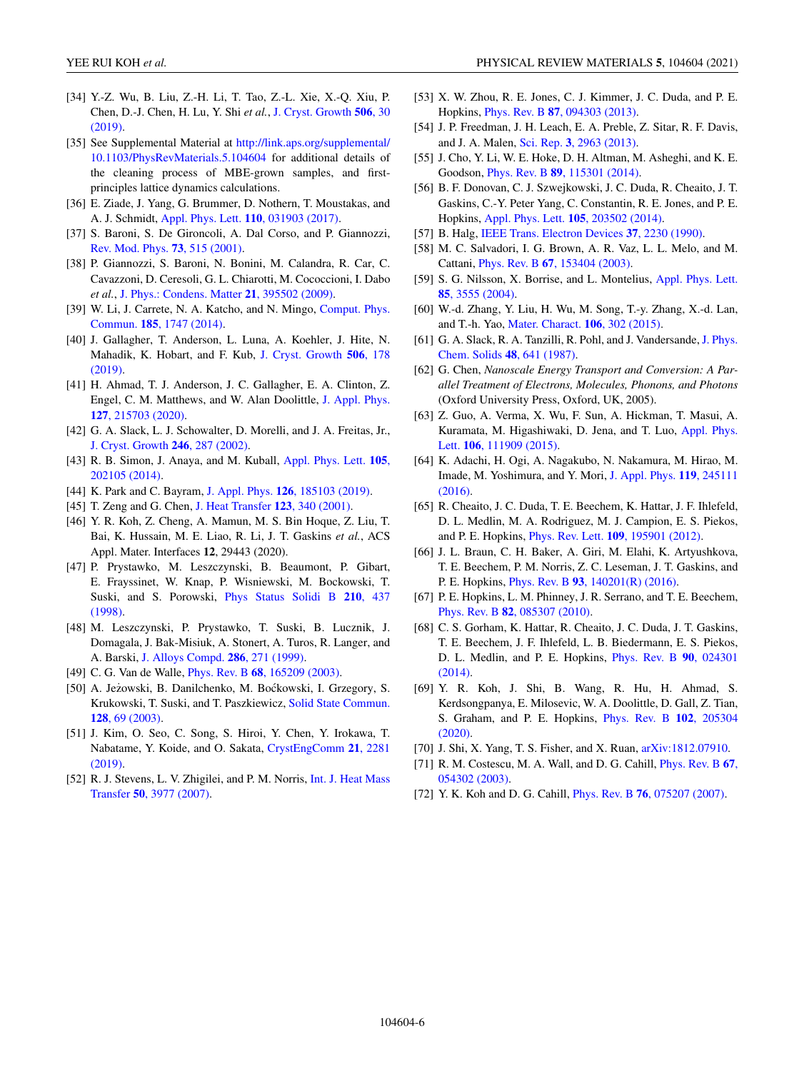[34] Y.-Z. Wu, B. Liu, Z.-H. Li, T. Tao, Z.-L. Xie, X.-Q. Xiu, P. Chen, D.-J. Chen, H. Lu, Y. Shi *et al.*, J. Cryst. Growth **506**, 30 (2019).

[35] See Supplemental Material at http://link.aps.org/supplemental/10.1103/PhysRevMaterials.5.104604 for additional details of the cleaning process of MBE-grown samples, and first-principles lattice dynamics calculations.

[36] E. Ziade, J. Yang, G. Brummer, D. Nothern, T. Moustakas, and A. J. Schmidt, Appl. Phys. Lett. **110**, 031903 (2017).

[37] S. Baroni, S. De Gironcoli, A. Dal Corso, and P. Giannozzi, Rev. Mod. Phys. **73**, 515 (2001).

[38] P. Giannozzi, S. Baroni, N. Bonini, M. Calandra, R. Car, C. Cavazzoni, D. Ceresoli, G. L. Chiarotti, M. Cococcioni, I. Dabo *et al.*, J. Phys.: Condens. Matter **21**, 395502 (2009).

[39] W. Li, J. Carrete, N. A. Katcho, and N. Mingo, Comput. Phys. Commun. **185**, 1747 (2014).

[40] J. Gallagher, T. Anderson, L. Luna, A. Koehler, J. Hite, N. Mahadik, K. Hobart, and F. Kub, J. Cryst. Growth **506**, 178 (2019).

[41] H. Ahmad, T. J. Anderson, J. C. Gallagher, E. A. Clinton, Z. Engel, C. M. Matthews, and W. Alan Doolittle, J. Appl. Phys. **127**, 215703 (2020).

[42] G. A. Slack, L. J. Schowalter, D. Morelli, and J. A. Freitas, Jr., J. Cryst. Growth **246**, 287 (2002).

[43] R. B. Simon, J. Anaya, and M. Kuball, Appl. Phys. Lett. **105**, 202105 (2014).

[44] K. Park and C. Bayram, J. Appl. Phys. **126**, 185103 (2019).

[45] T. Zeng and G. Chen, J. Heat Transfer **123**, 340 (2001).

[46] Y. R. Koh, Z. Cheng, A. Mamun, M. S. Bin Hoque, Z. Liu, T. Bai, K. Hussain, M. E. Liao, R. Li, J. T. Gaskins *et al.*, ACS Appl. Mater. Interfaces **12**, 29443 (2020).

[47] P. Prystawko, M. Leszczynski, B. Beaumont, P. Gibart, E. Frayssinet, W. Knap, P. Wisniewski, M. Bockowski, T. Suski, and S. Porowski, Phys Status Solidi B **210**, 437 (1998).

[48] M. Leszczynski, P. Prystawko, T. Suski, B. Lucznik, J. Domagala, J. Bak-Misiuk, A. Stonert, A. Turos, R. Langer, and A. Barski, J. Alloys Compd. **286**, 271 (1999).

[49] C. G. Van de Walle, Phys. Rev. B **68**, 165209 (2003).

[50] A. Jeżowski, B. Danilchenko, M. Boćkowski, I. Grzegory, S. Krukowski, T. Suski, and T. Paszkiewicz, Solid State Commun. **128**, 69 (2003).

[51] J. Kim, O. Seo, C. Song, S. Hiroi, Y. Chen, Y. Irokawa, T. Nabatame, Y. Koide, and O. Sakata, CrystEngComm **21**, 2281 (2019).

[52] R. J. Stevens, L. V. Zhigilei, and P. M. Norris, Int. J. Heat Mass Transfer **50**, 3977 (2007).

[53] X. W. Zhou, R. E. Jones, C. J. Kimmer, J. C. Duda, and P. E. Hopkins, Phys. Rev. B **87**, 094303 (2013).

[54] J. P. Freedman, J. H. Leach, E. A. Preble, Z. Sitar, R. F. Davis, and J. A. Malen, Sci. Rep. **3**, 2963 (2013).

[55] J. Cho, Y. Li, W. E. Hoke, D. H. Altman, M. Asheghi, and K. E. Goodson, Phys. Rev. B **89**, 115301 (2014).

[56] B. F. Donovan, C. J. Szwejkowski, J. C. Duda, R. Cheaito, J. T. Gaskins, C.-Y. Peter Yang, C. Constantin, R. E. Jones, and P. E. Hopkins, Appl. Phys. Lett. **105**, 203502 (2014).

[57] B. Halg, IEEE Trans. Electron Devices **37**, 2230 (1990).

[58] M. C. Salvadori, I. G. Brown, A. R. Vaz, L. L. Melo, and M. Cattani, Phys. Rev. B **67**, 153404 (2003).

[59] S. G. Nilsson, X. Borrise, and L. Montelius, Appl. Phys. Lett. **85**, 3555 (2004).

[60] W.-d. Zhang, Y. Liu, H. Wu, M. Song, T.-y. Zhang, X.-d. Lan, and T.-h. Yao, Mater. Charact. **106**, 302 (2015).

[61] G. A. Slack, R. A. Tanzilli, R. Pohl, and J. Vandersande, J. Phys. Chem. Solids **48**, 641 (1987).

[62] G. Chen, *Nanoscale Energy Transport and Conversion: A Parallel Treatment of Electrons, Molecules, Phonons, and Photons* (Oxford University Press, Oxford, UK, 2005).

[63] Z. Guo, A. Verma, X. Wu, F. Sun, A. Hickman, T. Masui, A. Kuramata, M. Higashiwaki, D. Jena, and T. Luo, Appl. Phys. Lett. **106**, 111909 (2015).

[64] K. Adachi, H. Ogi, A. Nagakubo, N. Nakamura, M. Hirao, M. Imade, M. Yoshimura, and Y. Mori, J. Appl. Phys. **119**, 245111 (2016).

[65] R. Cheaito, J. C. Duda, T. E. Beechem, K. Hattar, J. F. Ihlefeld, D. L. Medlin, M. A. Rodriguez, M. J. Campion, E. S. Piekos, and P. E. Hopkins, Phys. Rev. Lett. **109**, 195901 (2012).

[66] J. L. Braun, C. H. Baker, A. Giri, M. Elahi, K. Artyushkova, T. E. Beechem, P. M. Norris, Z. C. Leseman, J. T. Gaskins, and P. E. Hopkins, Phys. Rev. B **93**, 140201(R) (2016).

[67] P. E. Hopkins, L. M. Phinney, J. R. Serrano, and T. E. Beechem, Phys. Rev. B **82**, 085307 (2010).

[68] C. S. Gorham, K. Hattar, R. Cheaito, J. C. Duda, J. T. Gaskins, T. E. Beechem, J. F. Ihlefeld, L. B. Biedermann, E. S. Piekos, D. L. Medlin, and P. E. Hopkins, Phys. Rev. B **90**, 024301 (2014).

[69] Y. R. Koh, J. Shi, B. Wang, R. Hu, H. Ahmad, S. Kerdsongpanya, E. Milosevic, W. A. Doolittle, D. Gall, Z. Tian, S. Graham, and P. E. Hopkins, Phys. Rev. B **102**, 205304 (2020).

[70] J. Shi, X. Yang, T. S. Fisher, and X. Ruan, arXiv:1812.07910.

[71] R. M. Costescu, M. A. Wall, and D. G. Cahill, Phys. Rev. B **67**, 054302 (2003).

[72] Y. K. Koh and D. G. Cahill, Phys. Rev. B **76**, 075207 (2007).